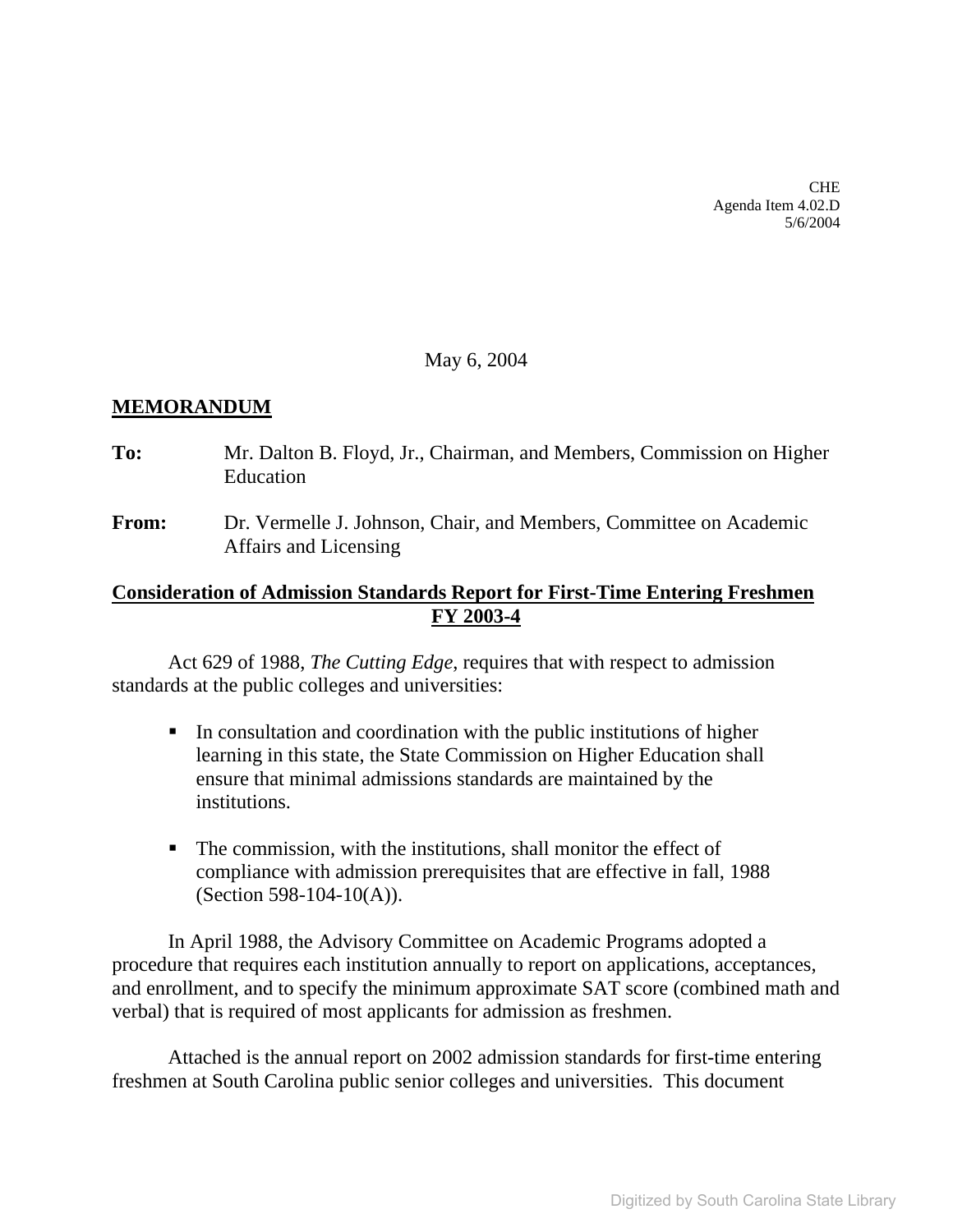CHE
Agenda Item 4.02.D
5/6/2004

May 6, 2004

**MEMORANDUM**

**To:** Mr. Dalton B. Floyd, Jr., Chairman, and Members, Commission on Higher Education

**From:** Dr. Vermelle J. Johnson, Chair, and Members, Committee on Academic Affairs and Licensing

**Consideration of Admission Standards Report for First-Time Entering Freshmen FY 2003-4**

Act 629 of 1988, *The Cutting Edge*, requires that with respect to admission standards at the public colleges and universities:

- In consultation and coordination with the public institutions of higher learning in this state, the State Commission on Higher Education shall ensure that minimal admissions standards are maintained by the institutions.
- The commission, with the institutions, shall monitor the effect of compliance with admission prerequisites that are effective in fall, 1988 (Section 598-104-10(A)).

In April 1988, the Advisory Committee on Academic Programs adopted a procedure that requires each institution annually to report on applications, acceptances, and enrollment, and to specify the minimum approximate SAT score (combined math and verbal) that is required of most applicants for admission as freshmen.

Attached is the annual report on 2002 admission standards for first-time entering freshmen at South Carolina public senior colleges and universities. This document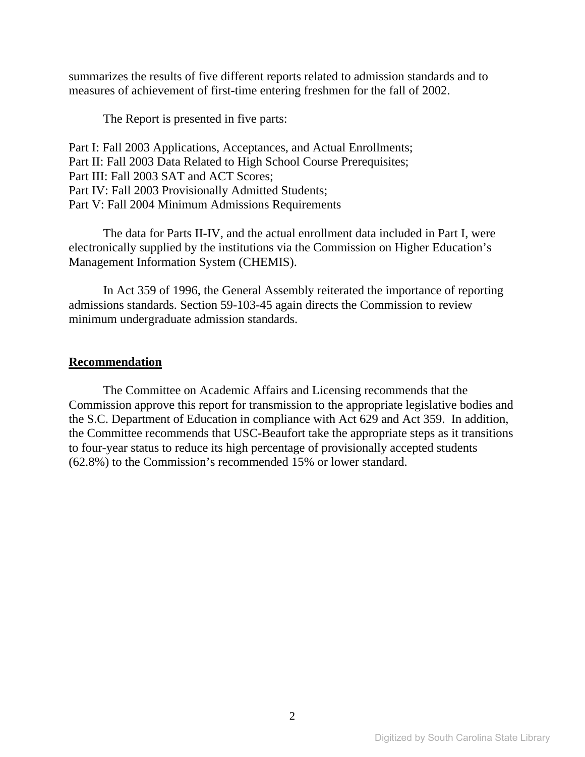summarizes the results of five different reports related to admission standards and to measures of achievement of first-time entering freshmen for the fall of 2002.

The Report is presented in five parts:

Part I: Fall 2003 Applications, Acceptances, and Actual Enrollments;
Part II: Fall 2003 Data Related to High School Course Prerequisites;
Part III: Fall 2003 SAT and ACT Scores;
Part IV: Fall 2003 Provisionally Admitted Students;
Part V: Fall 2004 Minimum Admissions Requirements

The data for Parts II-IV, and the actual enrollment data included in Part I, were electronically supplied by the institutions via the Commission on Higher Education's Management Information System (CHEMIS).

In Act 359 of 1996, the General Assembly reiterated the importance of reporting admissions standards. Section 59-103-45 again directs the Commission to review minimum undergraduate admission standards.

## Recommendation

The Committee on Academic Affairs and Licensing recommends that the Commission approve this report for transmission to the appropriate legislative bodies and the S.C. Department of Education in compliance with Act 629 and Act 359. In addition, the Committee recommends that USC-Beaufort take the appropriate steps as it transitions to four-year status to reduce its high percentage of provisionally accepted students (62.8%) to the Commission's recommended 15% or lower standard.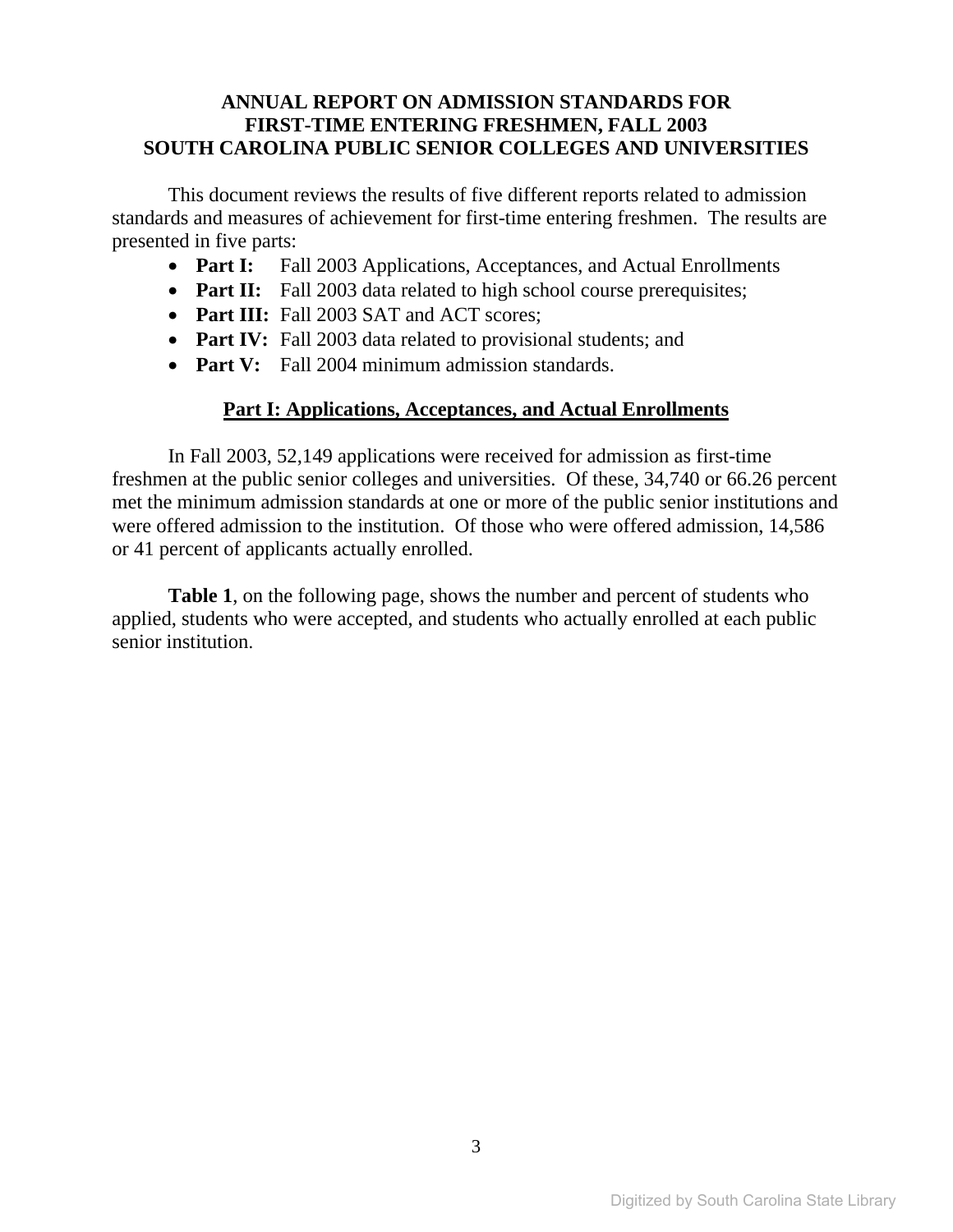# ANNUAL REPORT ON ADMISSION STANDARDS FOR FIRST-TIME ENTERING FRESHMEN, FALL 2003 SOUTH CAROLINA PUBLIC SENIOR COLLEGES AND UNIVERSITIES

This document reviews the results of five different reports related to admission standards and measures of achievement for first-time entering freshmen. The results are presented in five parts:

- **Part I:** Fall 2003 Applications, Acceptances, and Actual Enrollments
- **Part II:** Fall 2003 data related to high school course prerequisites;
- **Part III:** Fall 2003 SAT and ACT scores;
- **Part IV:** Fall 2003 data related to provisional students; and
- **Part V:** Fall 2004 minimum admission standards.

## Part I: Applications, Acceptances, and Actual Enrollments

In Fall 2003, 52,149 applications were received for admission as first-time freshmen at the public senior colleges and universities. Of these, 34,740 or 66.26 percent met the minimum admission standards at one or more of the public senior institutions and were offered admission to the institution. Of those who were offered admission, 14,586 or 41 percent of applicants actually enrolled.

**Table 1**, on the following page, shows the number and percent of students who applied, students who were accepted, and students who actually enrolled at each public senior institution.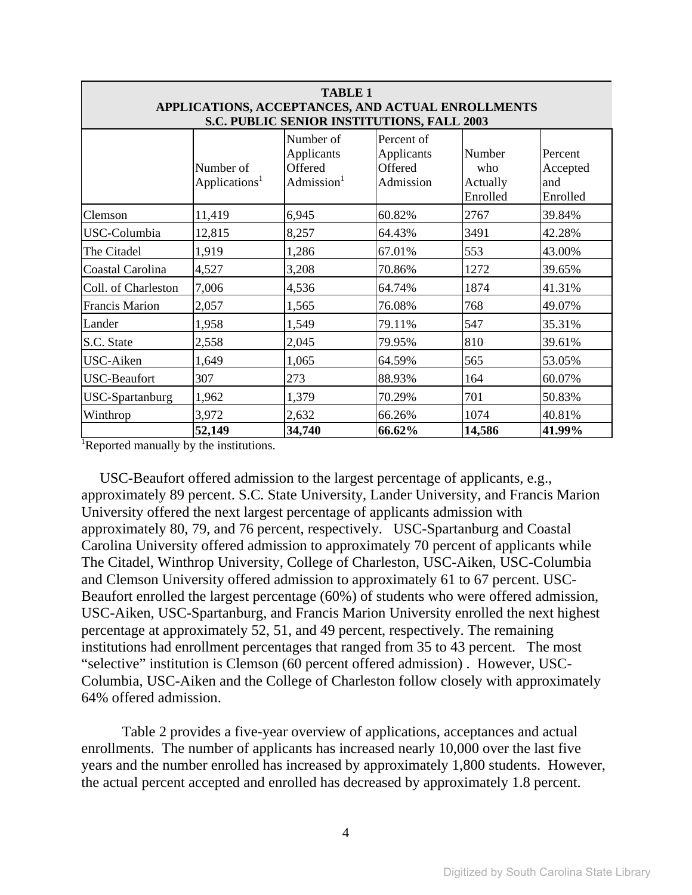**TABLE 1**
**APPLICATIONS, ACCEPTANCES, AND ACTUAL ENROLLMENTS**
**S.C. PUBLIC SENIOR INSTITUTIONS, FALL 2003**

| | Number of Applications[1] | Number of Applicants Offered Admission[1] | Percent of Applicants Offered Admission | Number who Actually Enrolled | Percent Accepted and Enrolled |
|---|---|---|---|---|---|
| Clemson | 11,419 | 6,945 | 60.82% | 2767 | 39.84% |
| USC-Columbia | 12,815 | 8,257 | 64.43% | 3491 | 42.28% |
| The Citadel | 1,919 | 1,286 | 67.01% | 553 | 43.00% |
| Coastal Carolina | 4,527 | 3,208 | 70.86% | 1272 | 39.65% |
| Coll. of Charleston | 7,006 | 4,536 | 64.74% | 1874 | 41.31% |
| Francis Marion | 2,057 | 1,565 | 76.08% | 768 | 49.07% |
| Lander | 1,958 | 1,549 | 79.11% | 547 | 35.31% |
| S.C. State | 2,558 | 2,045 | 79.95% | 810 | 39.61% |
| USC-Aiken | 1,649 | 1,065 | 64.59% | 565 | 53.05% |
| USC-Beaufort | 307 | 273 | 88.93% | 164 | 60.07% |
| USC-Spartanburg | 1,962 | 1,379 | 70.29% | 701 | 50.83% |
| Winthrop | 3,972 | 2,632 | 66.26% | 1074 | 40.81% |
| | **52,149** | **34,740** | **66.62%** | **14,586** | **41.99%** |

[1]Reported manually by the institutions.

USC-Beaufort offered admission to the largest percentage of applicants, e.g., approximately 89 percent. S.C. State University, Lander University, and Francis Marion University offered the next largest percentage of applicants admission with approximately 80, 79, and 76 percent, respectively. USC-Spartanburg and Coastal Carolina University offered admission to approximately 70 percent of applicants while The Citadel, Winthrop University, College of Charleston, USC-Aiken, USC-Columbia and Clemson University offered admission to approximately 61 to 67 percent. USC-Beaufort enrolled the largest percentage (60%) of students who were offered admission, USC-Aiken, USC-Spartanburg, and Francis Marion University enrolled the next highest percentage at approximately 52, 51, and 49 percent, respectively. The remaining institutions had enrollment percentages that ranged from 35 to 43 percent. The most "selective" institution is Clemson (60 percent offered admission) . However, USC-Columbia, USC-Aiken and the College of Charleston follow closely with approximately 64% offered admission.

Table 2 provides a five-year overview of applications, acceptances and actual enrollments. The number of applicants has increased nearly 10,000 over the last five years and the number enrolled has increased by approximately 1,800 students. However, the actual percent accepted and enrolled has decreased by approximately 1.8 percent.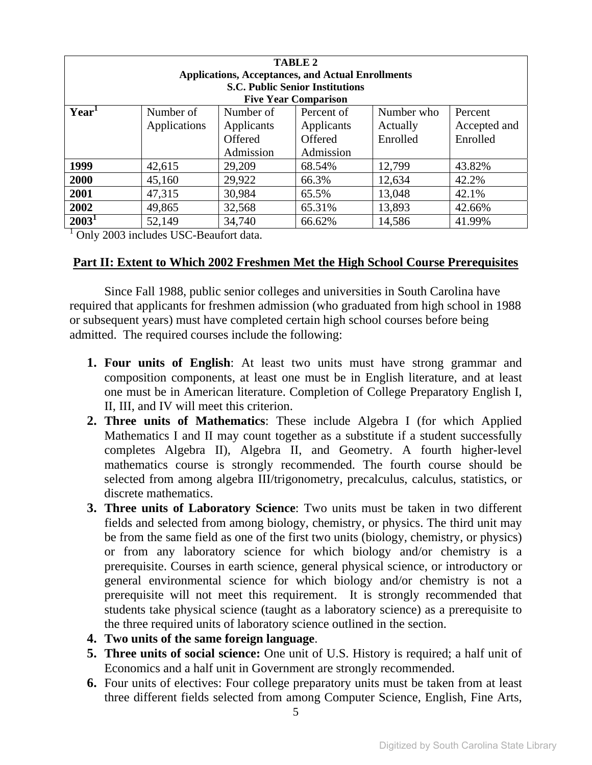**TABLE 2**
**Applications, Acceptances, and Actual Enrollments**
**S.C. Public Senior Institutions**
**Five Year Comparison**

| Year[1] | Number of Applications | Number of Applicants Offered Admission | Percent of Applicants Offered Admission | Number who Actually Enrolled | Percent Accepted and Enrolled |
|---|---|---|---|---|---|
| **1999** | 42,615 | 29,209 | 68.54% | 12,799 | 43.82% |
| **2000** | 45,160 | 29,922 | 66.3% | 12,634 | 42.2% |
| **2001** | 47,315 | 30,984 | 65.5% | 13,048 | 42.1% |
| **2002** | 49,865 | 32,568 | 65.31% | 13,893 | 42.66% |
| **2003[1]** | 52,149 | 34,740 | 66.62% | 14,586 | 41.99% |

[1] Only 2003 includes USC-Beaufort data.

## Part II: Extent to Which 2002 Freshmen Met the High School Course Prerequisites

Since Fall 1988, public senior colleges and universities in South Carolina have required that applicants for freshmen admission (who graduated from high school in 1988 or subsequent years) must have completed certain high school courses before being admitted. The required courses include the following:

1. **Four units of English**: At least two units must have strong grammar and composition components, at least one must be in English literature, and at least one must be in American literature. Completion of College Preparatory English I, II, III, and IV will meet this criterion.
2. **Three units of Mathematics**: These include Algebra I (for which Applied Mathematics I and II may count together as a substitute if a student successfully completes Algebra II), Algebra II, and Geometry. A fourth higher-level mathematics course is strongly recommended. The fourth course should be selected from among algebra III/trigonometry, precalculus, calculus, statistics, or discrete mathematics.
3. **Three units of Laboratory Science**: Two units must be taken in two different fields and selected from among biology, chemistry, or physics. The third unit may be from the same field as one of the first two units (biology, chemistry, or physics) or from any laboratory science for which biology and/or chemistry is a prerequisite. Courses in earth science, general physical science, or introductory or general environmental science for which biology and/or chemistry is not a prerequisite will not meet this requirement. It is strongly recommended that students take physical science (taught as a laboratory science) as a prerequisite to the three required units of laboratory science outlined in the section.
4. **Two units of the same foreign language**.
5. **Three units of social science:** One unit of U.S. History is required; a half unit of Economics and a half unit in Government are strongly recommended.
6. Four units of electives: Four college preparatory units must be taken from at least three different fields selected from among Computer Science, English, Fine Arts,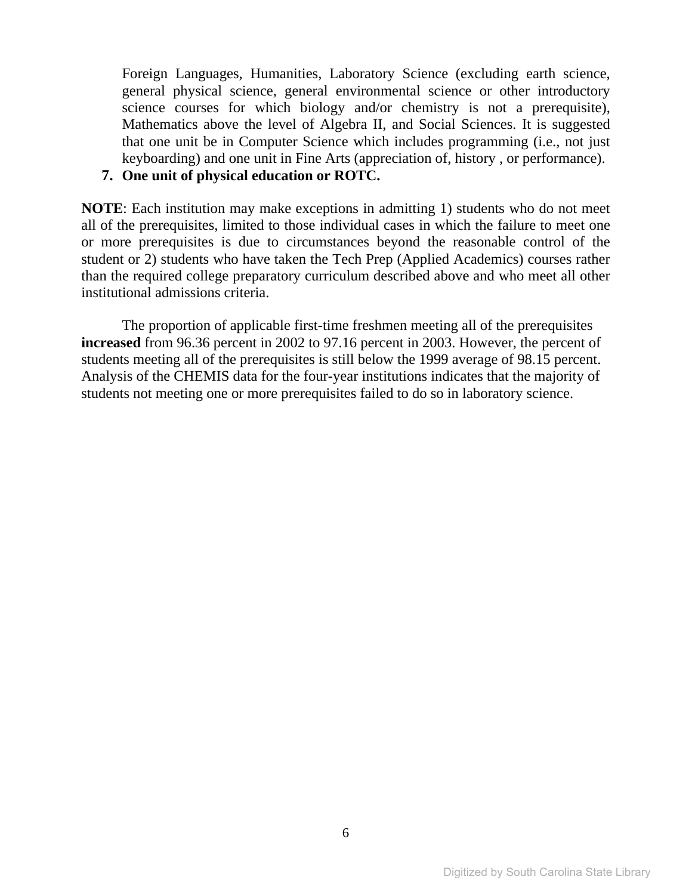Foreign Languages, Humanities, Laboratory Science (excluding earth science, general physical science, general environmental science or other introductory science courses for which biology and/or chemistry is not a prerequisite), Mathematics above the level of Algebra II, and Social Sciences. It is suggested that one unit be in Computer Science which includes programming (i.e., not just keyboarding) and one unit in Fine Arts (appreciation of, history , or performance).

7. **One unit of physical education or ROTC.**

**NOTE**: Each institution may make exceptions in admitting 1) students who do not meet all of the prerequisites, limited to those individual cases in which the failure to meet one or more prerequisites is due to circumstances beyond the reasonable control of the student or 2) students who have taken the Tech Prep (Applied Academics) courses rather than the required college preparatory curriculum described above and who meet all other institutional admissions criteria.

The proportion of applicable first-time freshmen meeting all of the prerequisites **increased** from 96.36 percent in 2002 to 97.16 percent in 2003. However, the percent of students meeting all of the prerequisites is still below the 1999 average of 98.15 percent. Analysis of the CHEMIS data for the four-year institutions indicates that the majority of students not meeting one or more prerequisites failed to do so in laboratory science.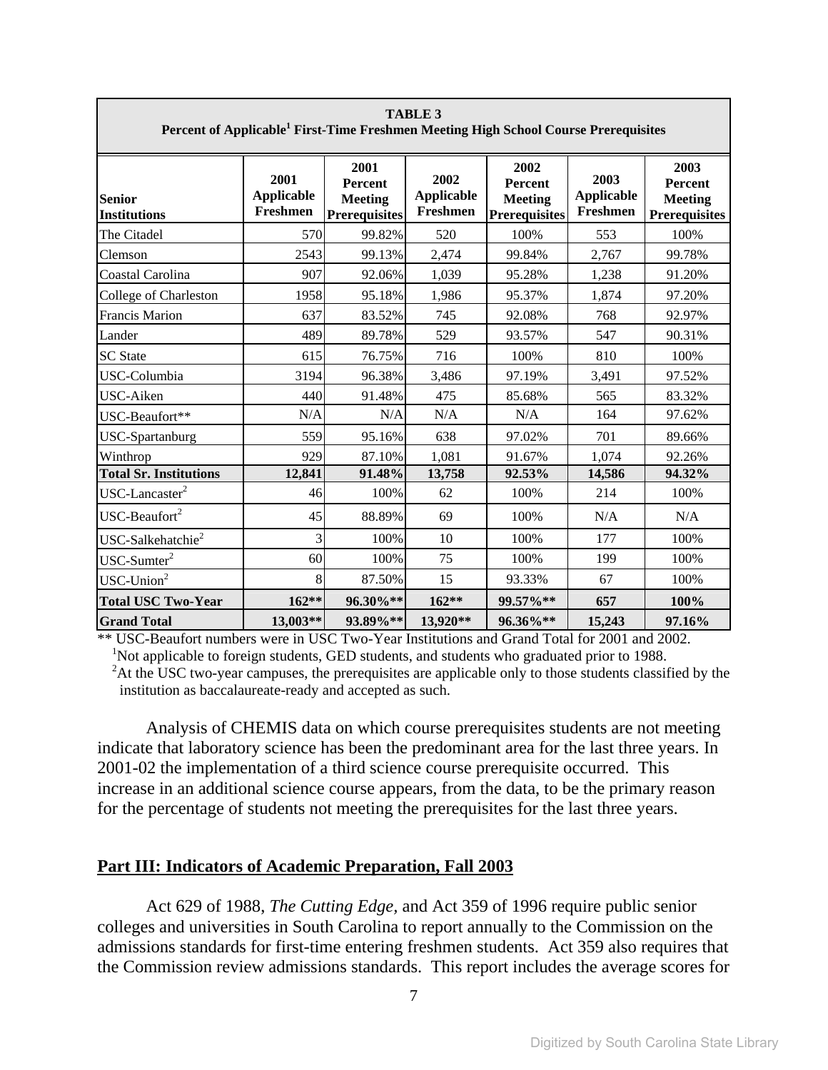**TABLE 3**
**Percent of Applicable[1] First-Time Freshmen Meeting High School Course Prerequisites**

| Senior Institutions | 2001 Applicable Freshmen | 2001 Percent Meeting Prerequisites | 2002 Applicable Freshmen | 2002 Percent Meeting Prerequisites | 2003 Applicable Freshmen | 2003 Percent Meeting Prerequisites |
|---|---|---|---|---|---|---|
| The Citadel | 570 | 99.82% | 520 | 100% | 553 | 100% |
| Clemson | 2543 | 99.13% | 2,474 | 99.84% | 2,767 | 99.78% |
| Coastal Carolina | 907 | 92.06% | 1,039 | 95.28% | 1,238 | 91.20% |
| College of Charleston | 1958 | 95.18% | 1,986 | 95.37% | 1,874 | 97.20% |
| Francis Marion | 637 | 83.52% | 745 | 92.08% | 768 | 92.97% |
| Lander | 489 | 89.78% | 529 | 93.57% | 547 | 90.31% |
| SC State | 615 | 76.75% | 716 | 100% | 810 | 100% |
| USC-Columbia | 3194 | 96.38% | 3,486 | 97.19% | 3,491 | 97.52% |
| USC-Aiken | 440 | 91.48% | 475 | 85.68% | 565 | 83.32% |
| USC-Beaufort** | N/A | N/A | N/A | N/A | 164 | 97.62% |
| USC-Spartanburg | 559 | 95.16% | 638 | 97.02% | 701 | 89.66% |
| Winthrop | 929 | 87.10% | 1,081 | 91.67% | 1,074 | 92.26% |
| **Total Sr. Institutions** | **12,841** | **91.48%** | **13,758** | **92.53%** | **14,586** | **94.32%** |
| USC-Lancaster[2] | 46 | 100% | 62 | 100% | 214 | 100% |
| USC-Beaufort[2] | 45 | 88.89% | 69 | 100% | N/A | N/A |
| USC-Salkehatchie[2] | 3 | 100% | 10 | 100% | 177 | 100% |
| USC-Sumter[2] | 60 | 100% | 75 | 100% | 199 | 100% |
| USC-Union[2] | 8 | 87.50% | 15 | 93.33% | 67 | 100% |
| **Total USC Two-Year** | **162**** | **96.30%**** | **162**** | **99.57%**** | **657** | **100%** |
| **Grand Total** | **13,003**** | **93.89%**** | **13,920**** | **96.36%**** | **15,243** | **97.16%** |

** USC-Beaufort numbers were in USC Two-Year Institutions and Grand Total for 2001 and 2002.
[1]Not applicable to foreign students, GED students, and students who graduated prior to 1988.
[2]At the USC two-year campuses, the prerequisites are applicable only to those students classified by the institution as baccalaureate-ready and accepted as such.

Analysis of CHEMIS data on which course prerequisites students are not meeting indicate that laboratory science has been the predominant area for the last three years. In 2001-02 the implementation of a third science course prerequisite occurred. This increase in an additional science course appears, from the data, to be the primary reason for the percentage of students not meeting the prerequisites for the last three years.

## Part III: Indicators of Academic Preparation, Fall 2003

Act 629 of 1988, *The Cutting Edge,* and Act 359 of 1996 require public senior colleges and universities in South Carolina to report annually to the Commission on the admissions standards for first-time entering freshmen students. Act 359 also requires that the Commission review admissions standards. This report includes the average scores for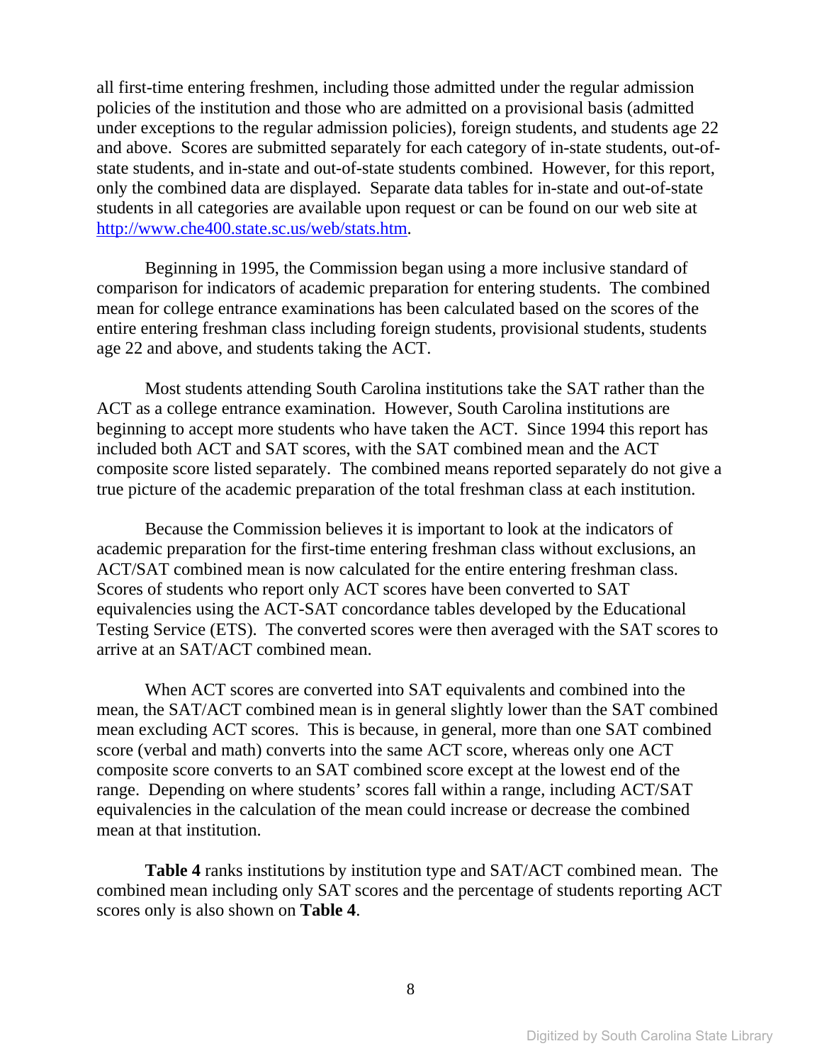all first-time entering freshmen, including those admitted under the regular admission policies of the institution and those who are admitted on a provisional basis (admitted under exceptions to the regular admission policies), foreign students, and students age 22 and above. Scores are submitted separately for each category of in-state students, out-of-state students, and in-state and out-of-state students combined. However, for this report, only the combined data are displayed. Separate data tables for in-state and out-of-state students in all categories are available upon request or can be found on our web site at http://www.che400.state.sc.us/web/stats.htm.

Beginning in 1995, the Commission began using a more inclusive standard of comparison for indicators of academic preparation for entering students. The combined mean for college entrance examinations has been calculated based on the scores of the entire entering freshman class including foreign students, provisional students, students age 22 and above, and students taking the ACT.

Most students attending South Carolina institutions take the SAT rather than the ACT as a college entrance examination. However, South Carolina institutions are beginning to accept more students who have taken the ACT. Since 1994 this report has included both ACT and SAT scores, with the SAT combined mean and the ACT composite score listed separately. The combined means reported separately do not give a true picture of the academic preparation of the total freshman class at each institution.

Because the Commission believes it is important to look at the indicators of academic preparation for the first-time entering freshman class without exclusions, an ACT/SAT combined mean is now calculated for the entire entering freshman class. Scores of students who report only ACT scores have been converted to SAT equivalencies using the ACT-SAT concordance tables developed by the Educational Testing Service (ETS). The converted scores were then averaged with the SAT scores to arrive at an SAT/ACT combined mean.

When ACT scores are converted into SAT equivalents and combined into the mean, the SAT/ACT combined mean is in general slightly lower than the SAT combined mean excluding ACT scores. This is because, in general, more than one SAT combined score (verbal and math) converts into the same ACT score, whereas only one ACT composite score converts to an SAT combined score except at the lowest end of the range. Depending on where students' scores fall within a range, including ACT/SAT equivalencies in the calculation of the mean could increase or decrease the combined mean at that institution.

**Table 4** ranks institutions by institution type and SAT/ACT combined mean. The combined mean including only SAT scores and the percentage of students reporting ACT scores only is also shown on **Table 4**.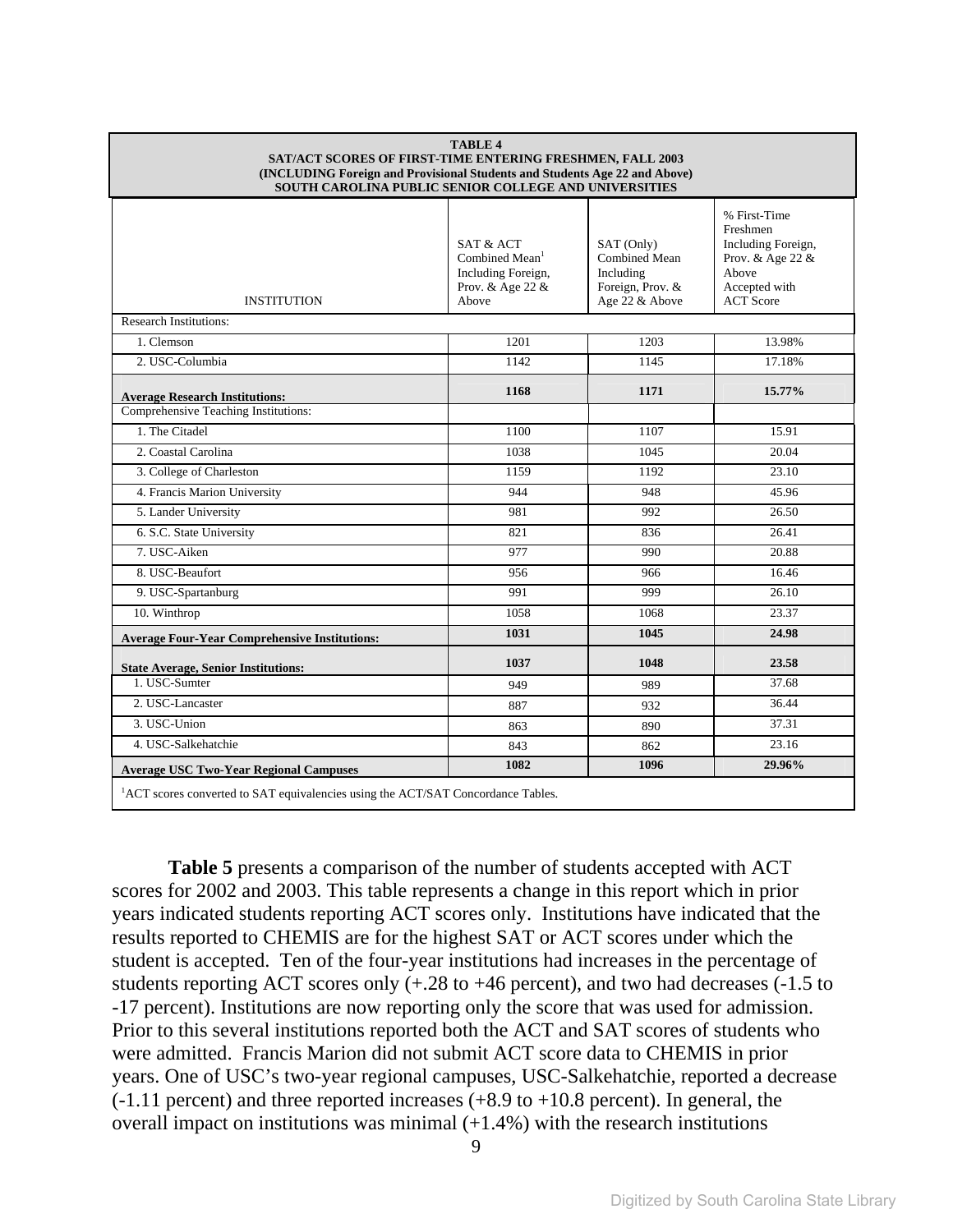**TABLE 4**
**SAT/ACT SCORES OF FIRST-TIME ENTERING FRESHMEN, FALL 2003**
**(INCLUDING Foreign and Provisional Students and Students Age 22 and Above)**
**SOUTH CAROLINA PUBLIC SENIOR COLLEGE AND UNIVERSITIES**

| INSTITUTION | SAT & ACT Combined Mean[1] Including Foreign, Prov. & Age 22 & Above | SAT (Only) Combined Mean Including Foreign, Prov. & Age 22 & Above | % First-Time Freshmen Including Foreign, Prov. & Age 22 & Above Accepted with ACT Score |
|---|---|---|---|
| Research Institutions: | | | |
| 1. Clemson | 1201 | 1203 | 13.98% |
| 2. USC-Columbia | 1142 | 1145 | 17.18% |
| **Average Research Institutions:** | **1168** | **1171** | **15.77%** |
| Comprehensive Teaching Institutions: | | | |
| 1. The Citadel | 1100 | 1107 | 15.91 |
| 2. Coastal Carolina | 1038 | 1045 | 20.04 |
| 3. College of Charleston | 1159 | 1192 | 23.10 |
| 4. Francis Marion University | 944 | 948 | 45.96 |
| 5. Lander University | 981 | 992 | 26.50 |
| 6. S.C. State University | 821 | 836 | 26.41 |
| 7. USC-Aiken | 977 | 990 | 20.88 |
| 8. USC-Beaufort | 956 | 966 | 16.46 |
| 9. USC-Spartanburg | 991 | 999 | 26.10 |
| 10. Winthrop | 1058 | 1068 | 23.37 |
| **Average Four-Year Comprehensive Institutions:** | **1031** | **1045** | **24.98** |
| **State Average, Senior Institutions:** | **1037** | **1048** | **23.58** |
| 1. USC-Sumter | 949 | 989 | 37.68 |
| 2. USC-Lancaster | 887 | 932 | 36.44 |
| 3. USC-Union | 863 | 890 | 37.31 |
| 4. USC-Salkehatchie | 843 | 862 | 23.16 |
| **Average USC Two-Year Regional Campuses** | **1082** | **1096** | **29.96%** |

[1]ACT scores converted to SAT equivalencies using the ACT/SAT Concordance Tables.

**Table 5** presents a comparison of the number of students accepted with ACT scores for 2002 and 2003. This table represents a change in this report which in prior years indicated students reporting ACT scores only. Institutions have indicated that the results reported to CHEMIS are for the highest SAT or ACT scores under which the student is accepted. Ten of the four-year institutions had increases in the percentage of students reporting ACT scores only (+.28 to +46 percent), and two had decreases (-1.5 to -17 percent). Institutions are now reporting only the score that was used for admission. Prior to this several institutions reported both the ACT and SAT scores of students who were admitted. Francis Marion did not submit ACT score data to CHEMIS in prior years. One of USC's two-year regional campuses, USC-Salkehatchie, reported a decrease (-1.11 percent) and three reported increases (+8.9 to +10.8 percent). In general, the overall impact on institutions was minimal (+1.4%) with the research institutions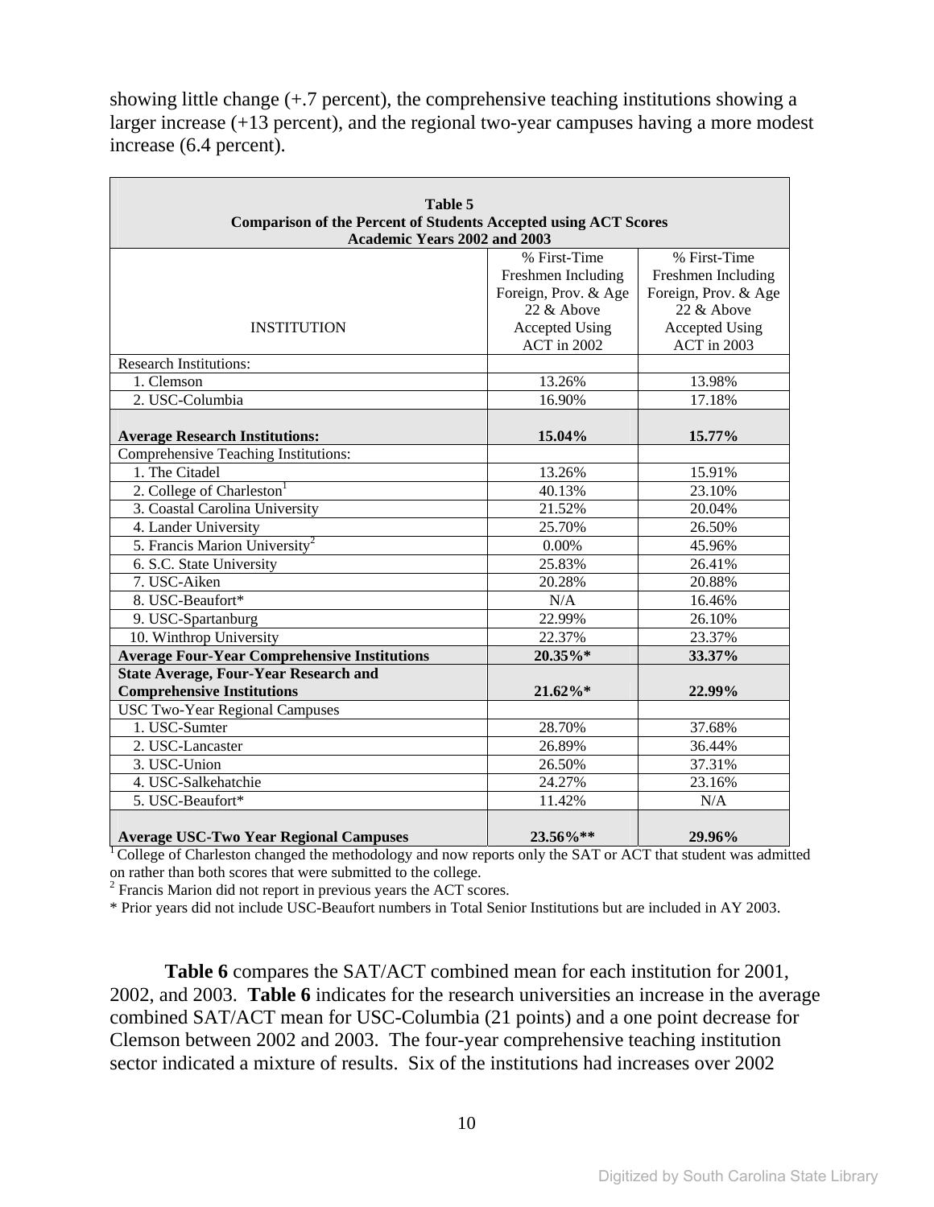showing little change (+.7 percent), the comprehensive teaching institutions showing a larger increase (+13 percent), and the regional two-year campuses having a more modest increase (6.4 percent).

**Table 5**
**Comparison of the Percent of Students Accepted using ACT Scores**
**Academic Years 2002 and 2003**

| INSTITUTION | % First-Time Freshmen Including Foreign, Prov. & Age 22 & Above Accepted Using ACT in 2002 | % First-Time Freshmen Including Foreign, Prov. & Age 22 & Above Accepted Using ACT in 2003 |
|---|---|---|
| Research Institutions: | | |
| 1. Clemson | 13.26% | 13.98% |
| 2. USC-Columbia | 16.90% | 17.18% |
| **Average Research Institutions:** | **15.04%** | **15.77%** |
| Comprehensive Teaching Institutions: | | |
| 1. The Citadel | 13.26% | 15.91% |
| 2. College of Charleston[1] | 40.13% | 23.10% |
| 3. Coastal Carolina University | 21.52% | 20.04% |
| 4. Lander University | 25.70% | 26.50% |
| 5. Francis Marion University[2] | 0.00% | 45.96% |
| 6. S.C. State University | 25.83% | 26.41% |
| 7. USC-Aiken | 20.28% | 20.88% |
| 8. USC-Beaufort* | N/A | 16.46% |
| 9. USC-Spartanburg | 22.99% | 26.10% |
| 10. Winthrop University | 22.37% | 23.37% |
| **Average Four-Year Comprehensive Institutions** | **20.35%*** | **33.37%** |
| **State Average, Four-Year Research and Comprehensive Institutions** | **21.62%*** | **22.99%** |
| USC Two-Year Regional Campuses | | |
| 1. USC-Sumter | 28.70% | 37.68% |
| 2. USC-Lancaster | 26.89% | 36.44% |
| 3. USC-Union | 26.50% | 37.31% |
| 4. USC-Salkehatchie | 24.27% | 23.16% |
| 5. USC-Beaufort* | 11.42% | N/A |
| **Average USC-Two Year Regional Campuses** | **23.56%**** | **29.96%** |

[1] College of Charleston changed the methodology and now reports only the SAT or ACT that student was admitted on rather than both scores that were submitted to the college.
[2] Francis Marion did not report in previous years the ACT scores.
* Prior years did not include USC-Beaufort numbers in Total Senior Institutions but are included in AY 2003.

**Table 6** compares the SAT/ACT combined mean for each institution for 2001, 2002, and 2003. **Table 6** indicates for the research universities an increase in the average combined SAT/ACT mean for USC-Columbia (21 points) and a one point decrease for Clemson between 2002 and 2003. The four-year comprehensive teaching institution sector indicated a mixture of results. Six of the institutions had increases over 2002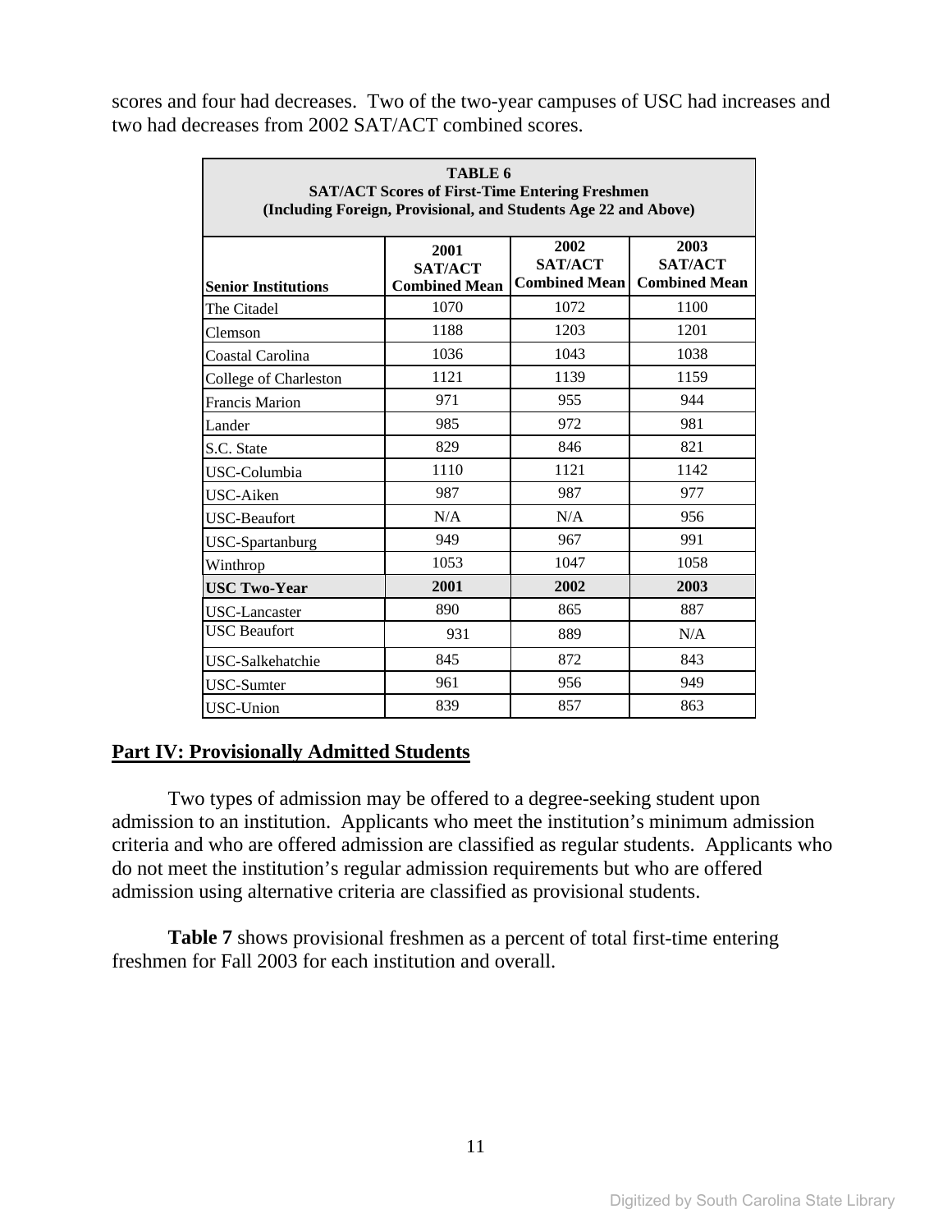scores and four had decreases. Two of the two-year campuses of USC had increases and two had decreases from 2002 SAT/ACT combined scores.

**TABLE 6**
**SAT/ACT Scores of First-Time Entering Freshmen**
**(Including Foreign, Provisional, and Students Age 22 and Above)**

| Senior Institutions | 2001 SAT/ACT Combined Mean | 2002 SAT/ACT Combined Mean | 2003 SAT/ACT Combined Mean |
|---|---|---|---|
| The Citadel | 1070 | 1072 | 1100 |
| Clemson | 1188 | 1203 | 1201 |
| Coastal Carolina | 1036 | 1043 | 1038 |
| College of Charleston | 1121 | 1139 | 1159 |
| Francis Marion | 971 | 955 | 944 |
| Lander | 985 | 972 | 981 |
| S.C. State | 829 | 846 | 821 |
| USC-Columbia | 1110 | 1121 | 1142 |
| USC-Aiken | 987 | 987 | 977 |
| USC-Beaufort | N/A | N/A | 956 |
| USC-Spartanburg | 949 | 967 | 991 |
| Winthrop | 1053 | 1047 | 1058 |
| **USC Two-Year** | **2001** | **2002** | **2003** |
| USC-Lancaster | 890 | 865 | 887 |
| USC Beaufort | 931 | 889 | N/A |
| USC-Salkehatchie | 845 | 872 | 843 |
| USC-Sumter | 961 | 956 | 949 |
| USC-Union | 839 | 857 | 863 |

## Part IV: Provisionally Admitted Students

Two types of admission may be offered to a degree-seeking student upon admission to an institution. Applicants who meet the institution's minimum admission criteria and who are offered admission are classified as regular students. Applicants who do not meet the institution's regular admission requirements but who are offered admission using alternative criteria are classified as provisional students.

**Table 7** shows provisional freshmen as a percent of total first-time entering freshmen for Fall 2003 for each institution and overall.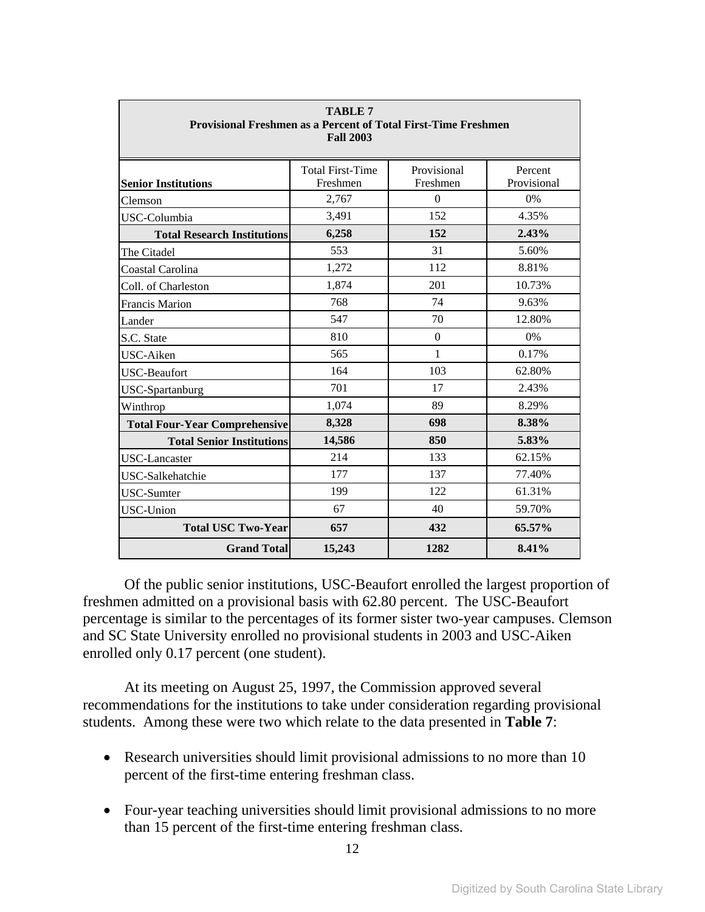| **TABLE 7 Provisional Freshmen as a Percent of Total First-Time Freshmen Fall 2003** | | | |
|---|---|---|---|
| **Senior Institutions** | Total First-Time Freshmen | Provisional Freshmen | Percent Provisional |
| Clemson | 2,767 | 0 | 0% |
| USC-Columbia | 3,491 | 152 | 4.35% |
| **Total Research Institutions** | **6,258** | **152** | **2.43%** |
| The Citadel | 553 | 31 | 5.60% |
| Coastal Carolina | 1,272 | 112 | 8.81% |
| Coll. of Charleston | 1,874 | 201 | 10.73% |
| Francis Marion | 768 | 74 | 9.63% |
| Lander | 547 | 70 | 12.80% |
| S.C. State | 810 | 0 | 0% |
| USC-Aiken | 565 | 1 | 0.17% |
| USC-Beaufort | 164 | 103 | 62.80% |
| USC-Spartanburg | 701 | 17 | 2.43% |
| Winthrop | 1,074 | 89 | 8.29% |
| **Total Four-Year Comprehensive** | **8,328** | **698** | **8.38%** |
| **Total Senior Institutions** | **14,586** | **850** | **5.83%** |
| USC-Lancaster | 214 | 133 | 62.15% |
| USC-Salkehatchie | 177 | 137 | 77.40% |
| USC-Sumter | 199 | 122 | 61.31% |
| USC-Union | 67 | 40 | 59.70% |
| **Total USC Two-Year** | **657** | **432** | **65.57%** |
| **Grand Total** | **15,243** | **1282** | **8.41%** |

Of the public senior institutions, USC-Beaufort enrolled the largest proportion of freshmen admitted on a provisional basis with 62.80 percent. The USC-Beaufort percentage is similar to the percentages of its former sister two-year campuses. Clemson and SC State University enrolled no provisional students in 2003 and USC-Aiken enrolled only 0.17 percent (one student).

At its meeting on August 25, 1997, the Commission approved several recommendations for the institutions to take under consideration regarding provisional students. Among these were two which relate to the data presented in **Table 7**:

- Research universities should limit provisional admissions to no more than 10 percent of the first-time entering freshman class.

- Four-year teaching universities should limit provisional admissions to no more than 15 percent of the first-time entering freshman class.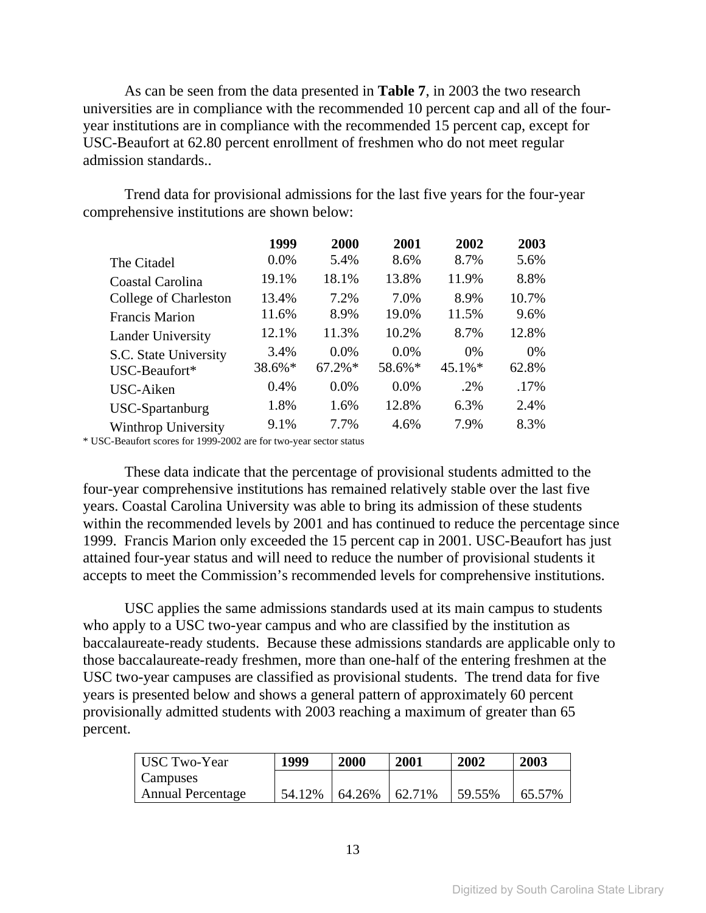As can be seen from the data presented in **Table 7**, in 2003 the two research universities are in compliance with the recommended 10 percent cap and all of the four-year institutions are in compliance with the recommended 15 percent cap, except for USC-Beaufort at 62.80 percent enrollment of freshmen who do not meet regular admission standards..

Trend data for provisional admissions for the last five years for the four-year comprehensive institutions are shown below:

| | **1999** | **2000** | **2001** | **2002** | **2003** |
|---|---|---|---|---|---|
| The Citadel | 0.0% | 5.4% | 8.6% | 8.7% | 5.6% |
| Coastal Carolina | 19.1% | 18.1% | 13.8% | 11.9% | 8.8% |
| College of Charleston | 13.4% | 7.2% | 7.0% | 8.9% | 10.7% |
| Francis Marion | 11.6% | 8.9% | 19.0% | 11.5% | 9.6% |
| Lander University | 12.1% | 11.3% | 10.2% | 8.7% | 12.8% |
| S.C. State University | 3.4% | 0.0% | 0.0% | 0% | 0% |
| USC-Beaufort* | 38.6%* | 67.2%* | 58.6%* | 45.1%* | 62.8% |
| USC-Aiken | 0.4% | 0.0% | 0.0% | .2% | .17% |
| USC-Spartanburg | 1.8% | 1.6% | 12.8% | 6.3% | 2.4% |
| Winthrop University | 9.1% | 7.7% | 4.6% | 7.9% | 8.3% |

* USC-Beaufort scores for 1999-2002 are for two-year sector status

These data indicate that the percentage of provisional students admitted to the four-year comprehensive institutions has remained relatively stable over the last five years. Coastal Carolina University was able to bring its admission of these students within the recommended levels by 2001 and has continued to reduce the percentage since 1999. Francis Marion only exceeded the 15 percent cap in 2001. USC-Beaufort has just attained four-year status and will need to reduce the number of provisional students it accepts to meet the Commission's recommended levels for comprehensive institutions.

USC applies the same admissions standards used at its main campus to students who apply to a USC two-year campus and who are classified by the institution as baccalaureate-ready students. Because these admissions standards are applicable only to those baccalaureate-ready freshmen, more than one-half of the entering freshmen at the USC two-year campuses are classified as provisional students. The trend data for five years is presented below and shows a general pattern of approximately 60 percent provisionally admitted students with 2003 reaching a maximum of greater than 65 percent.

| USC Two-Year Campuses | **1999** | **2000** | **2001** | **2002** | **2003** |
|---|---|---|---|---|---|
| Annual Percentage | 54.12% | 64.26% | 62.71% | 59.55% | 65.57% |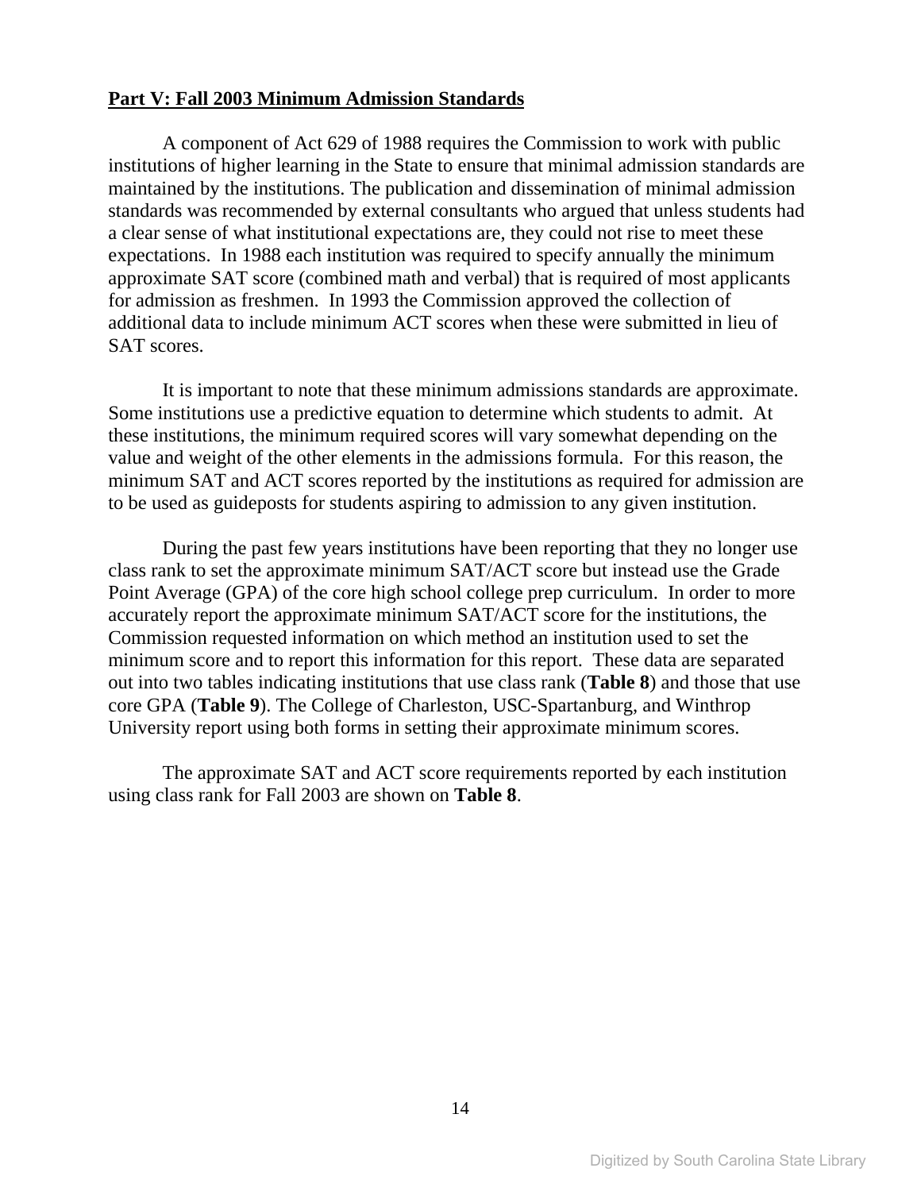## Part V: Fall 2003 Minimum Admission Standards

A component of Act 629 of 1988 requires the Commission to work with public institutions of higher learning in the State to ensure that minimal admission standards are maintained by the institutions. The publication and dissemination of minimal admission standards was recommended by external consultants who argued that unless students had a clear sense of what institutional expectations are, they could not rise to meet these expectations. In 1988 each institution was required to specify annually the minimum approximate SAT score (combined math and verbal) that is required of most applicants for admission as freshmen. In 1993 the Commission approved the collection of additional data to include minimum ACT scores when these were submitted in lieu of SAT scores.

It is important to note that these minimum admissions standards are approximate. Some institutions use a predictive equation to determine which students to admit. At these institutions, the minimum required scores will vary somewhat depending on the value and weight of the other elements in the admissions formula. For this reason, the minimum SAT and ACT scores reported by the institutions as required for admission are to be used as guideposts for students aspiring to admission to any given institution.

During the past few years institutions have been reporting that they no longer use class rank to set the approximate minimum SAT/ACT score but instead use the Grade Point Average (GPA) of the core high school college prep curriculum. In order to more accurately report the approximate minimum SAT/ACT score for the institutions, the Commission requested information on which method an institution used to set the minimum score and to report this information for this report. These data are separated out into two tables indicating institutions that use class rank (**Table 8**) and those that use core GPA (**Table 9**). The College of Charleston, USC-Spartanburg, and Winthrop University report using both forms in setting their approximate minimum scores.

The approximate SAT and ACT score requirements reported by each institution using class rank for Fall 2003 are shown on **Table 8**.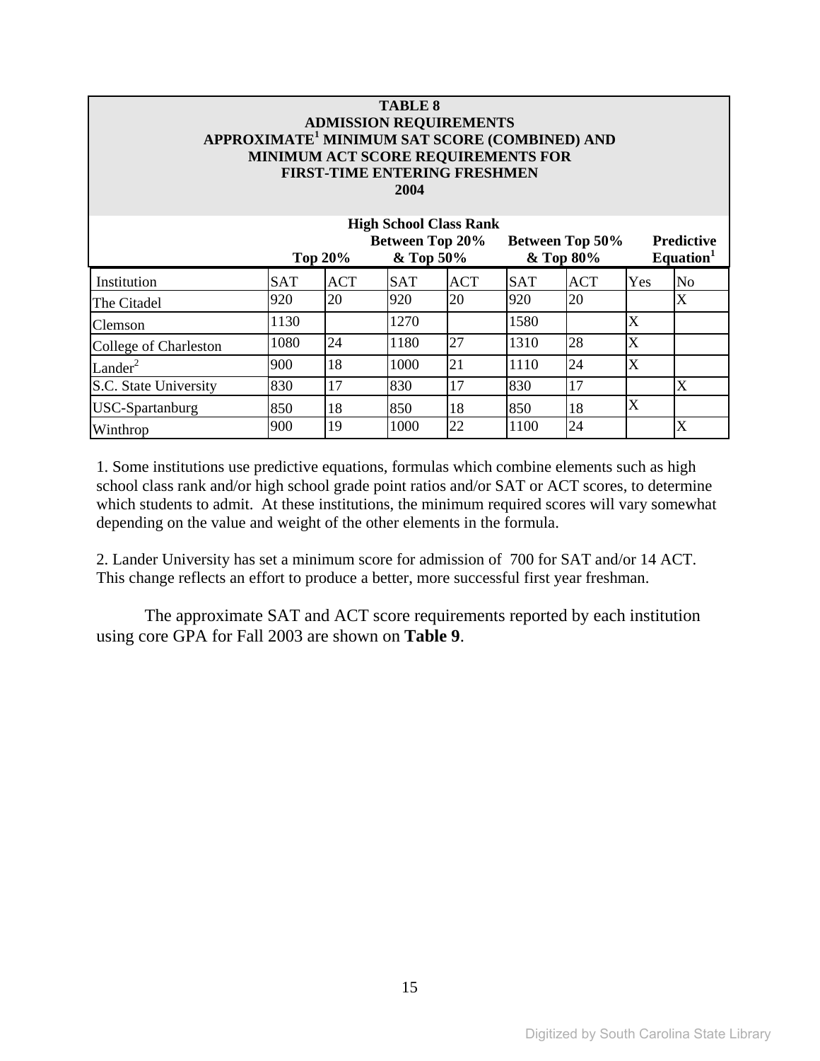**TABLE 8**
**ADMISSION REQUIREMENTS**
**APPROXIMATE[1] MINIMUM SAT SCORE (COMBINED) AND MINIMUM ACT SCORE REQUIREMENTS FOR FIRST-TIME ENTERING FRESHMEN**
**2004**

| | High School Class Rank | | | | | | | |
|---|---|---|---|---|---|---|---|---|
| | Top 20% | | Between Top 20% & Top 50% | | Between Top 50% & Top 80% | | Predictive Equation[1] | |
| Institution | SAT | ACT | SAT | ACT | SAT | ACT | Yes | No |
| The Citadel | 920 | 20 | 920 | 20 | 920 | 20 | | X |
| Clemson | 1130 | | 1270 | | 1580 | | X | |
| College of Charleston | 1080 | 24 | 1180 | 27 | 1310 | 28 | X | |
| Lander[2] | 900 | 18 | 1000 | 21 | 1110 | 24 | X | |
| S.C. State University | 830 | 17 | 830 | 17 | 830 | 17 | | X |
| USC-Spartanburg | 850 | 18 | 850 | 18 | 850 | 18 | X | |
| Winthrop | 900 | 19 | 1000 | 22 | 1100 | 24 | | X |

1. Some institutions use predictive equations, formulas which combine elements such as high school class rank and/or high school grade point ratios and/or SAT or ACT scores, to determine which students to admit. At these institutions, the minimum required scores will vary somewhat depending on the value and weight of the other elements in the formula.

2. Lander University has set a minimum score for admission of 700 for SAT and/or 14 ACT. This change reflects an effort to produce a better, more successful first year freshman.

The approximate SAT and ACT score requirements reported by each institution using core GPA for Fall 2003 are shown on **Table 9**.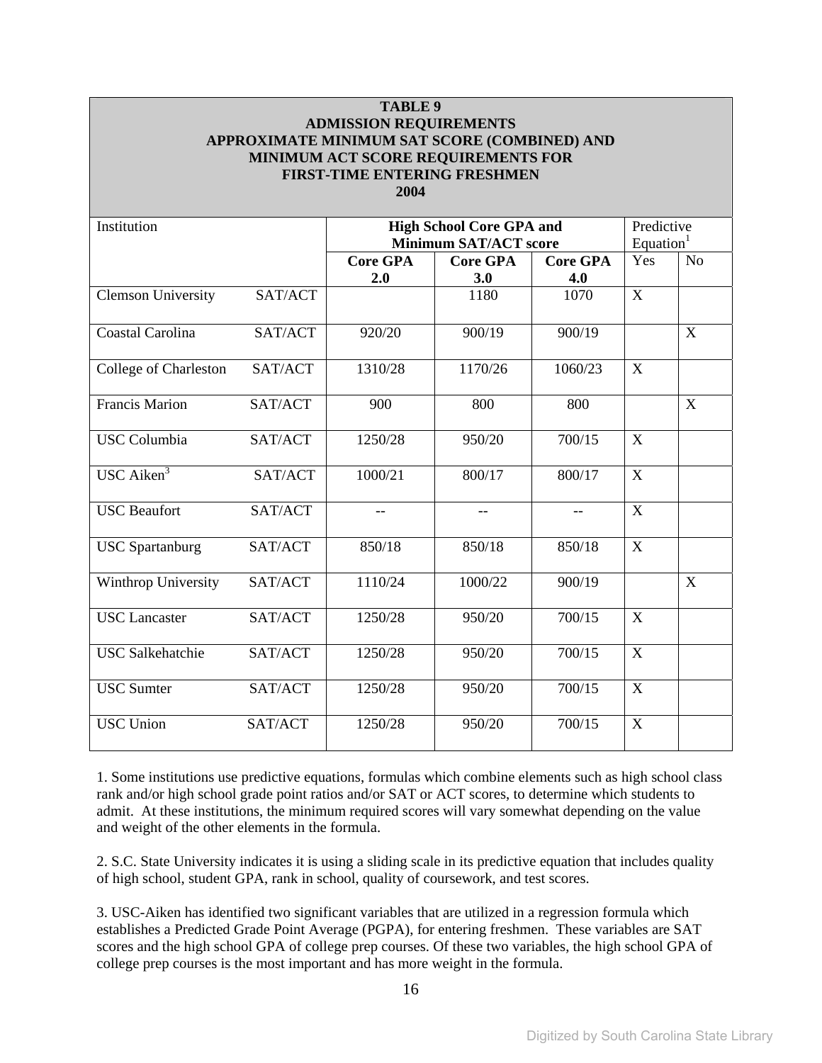**TABLE 9**
**ADMISSION REQUIREMENTS**
**APPROXIMATE MINIMUM SAT SCORE (COMBINED) AND MINIMUM ACT SCORE REQUIREMENTS FOR FIRST-TIME ENTERING FRESHMEN**
**2004**

| Institution | | High School Core GPA and Minimum SAT/ACT score | | | Predictive Equation[1] | |
|---|---|---|---|---|---|---|
| | | **Core GPA 2.0** | **Core GPA 3.0** | **Core GPA 4.0** | Yes | No |
| Clemson University | SAT/ACT | | 1180 | 1070 | X | |
| Coastal Carolina | SAT/ACT | 920/20 | 900/19 | 900/19 | | X |
| College of Charleston | SAT/ACT | 1310/28 | 1170/26 | 1060/23 | X | |
| Francis Marion | SAT/ACT | 900 | 800 | 800 | | X |
| USC Columbia | SAT/ACT | 1250/28 | 950/20 | 700/15 | X | |
| USC Aiken[3] | SAT/ACT | 1000/21 | 800/17 | 800/17 | X | |
| USC Beaufort | SAT/ACT | -- | -- | -- | X | |
| USC Spartanburg | SAT/ACT | 850/18 | 850/18 | 850/18 | X | |
| Winthrop University | SAT/ACT | 1110/24 | 1000/22 | 900/19 | | X |
| USC Lancaster | SAT/ACT | 1250/28 | 950/20 | 700/15 | X | |
| USC Salkehatchie | SAT/ACT | 1250/28 | 950/20 | 700/15 | X | |
| USC Sumter | SAT/ACT | 1250/28 | 950/20 | 700/15 | X | |
| USC Union | SAT/ACT | 1250/28 | 950/20 | 700/15 | X | |

1. Some institutions use predictive equations, formulas which combine elements such as high school class rank and/or high school grade point ratios and/or SAT or ACT scores, to determine which students to admit. At these institutions, the minimum required scores will vary somewhat depending on the value and weight of the other elements in the formula.

2. S.C. State University indicates it is using a sliding scale in its predictive equation that includes quality of high school, student GPA, rank in school, quality of coursework, and test scores.

3. USC-Aiken has identified two significant variables that are utilized in a regression formula which establishes a Predicted Grade Point Average (PGPA), for entering freshmen. These variables are SAT scores and the high school GPA of college prep courses. Of these two variables, the high school GPA of college prep courses is the most important and has more weight in the formula.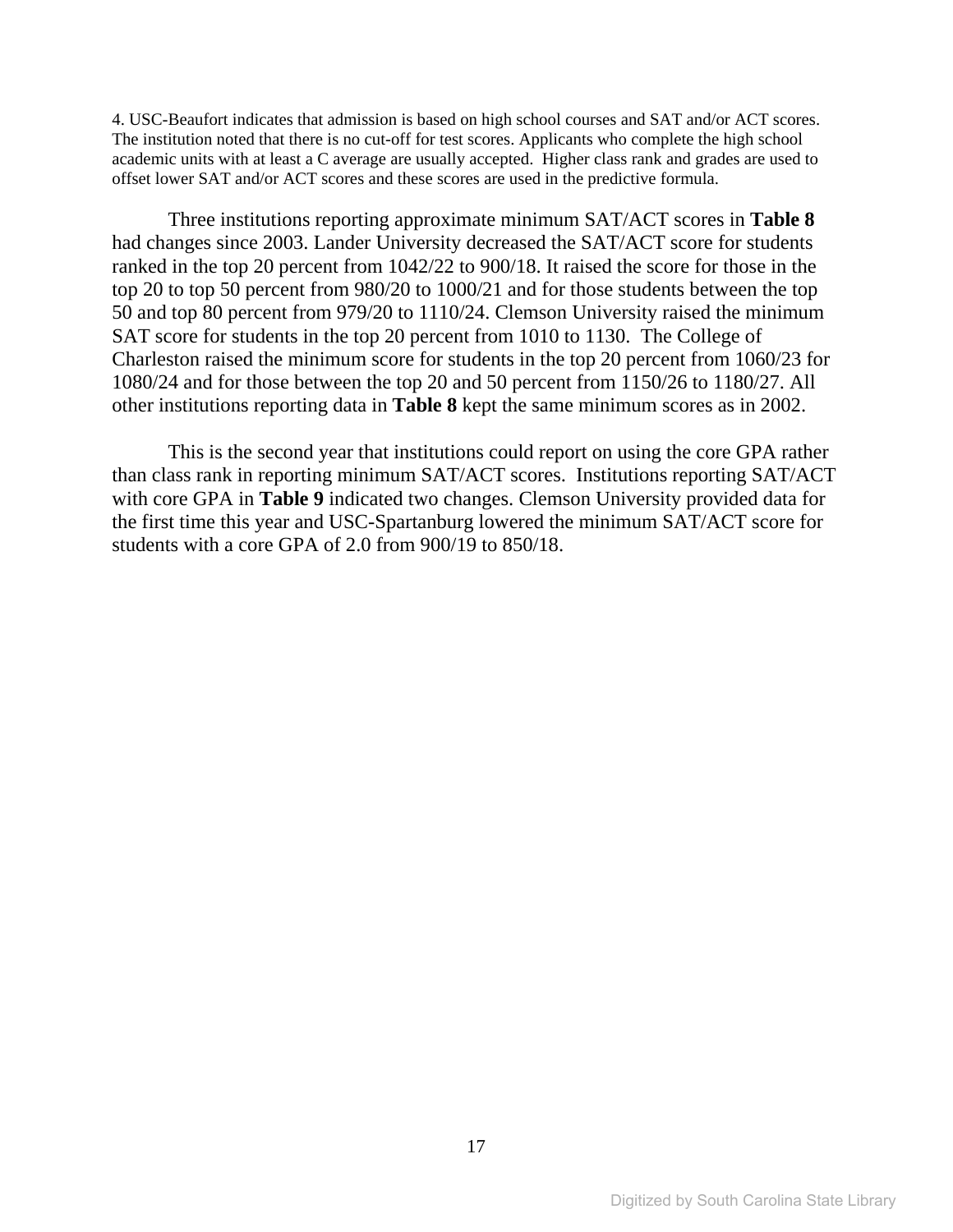4. USC-Beaufort indicates that admission is based on high school courses and SAT and/or ACT scores. The institution noted that there is no cut-off for test scores. Applicants who complete the high school academic units with at least a C average are usually accepted. Higher class rank and grades are used to offset lower SAT and/or ACT scores and these scores are used in the predictive formula.

Three institutions reporting approximate minimum SAT/ACT scores in **Table 8** had changes since 2003. Lander University decreased the SAT/ACT score for students ranked in the top 20 percent from 1042/22 to 900/18. It raised the score for those in the top 20 to top 50 percent from 980/20 to 1000/21 and for those students between the top 50 and top 80 percent from 979/20 to 1110/24. Clemson University raised the minimum SAT score for students in the top 20 percent from 1010 to 1130. The College of Charleston raised the minimum score for students in the top 20 percent from 1060/23 for 1080/24 and for those between the top 20 and 50 percent from 1150/26 to 1180/27. All other institutions reporting data in **Table 8** kept the same minimum scores as in 2002.

This is the second year that institutions could report on using the core GPA rather than class rank in reporting minimum SAT/ACT scores. Institutions reporting SAT/ACT with core GPA in **Table 9** indicated two changes. Clemson University provided data for the first time this year and USC-Spartanburg lowered the minimum SAT/ACT score for students with a core GPA of 2.0 from 900/19 to 850/18.